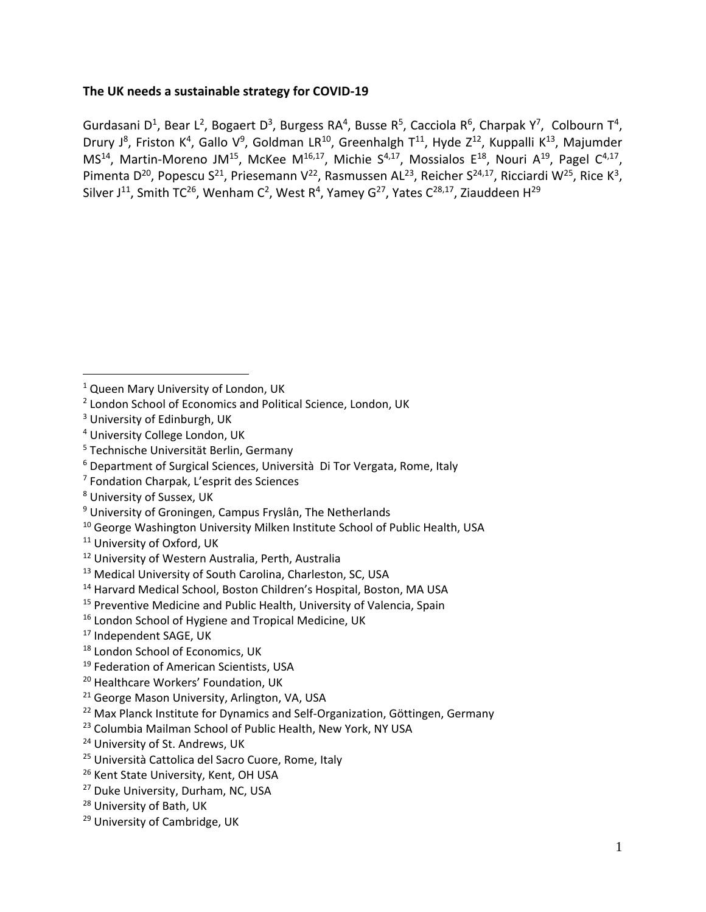**The UK needs a sustainable strategy for COVID-19**

Gurdasani D[1], Bear L[2], Bogaert D[3], Burgess RA[4], Busse R[5], Cacciola R[6], Charpak Y[7], Colbourn T[4], Drury J[8], Friston K[4], Gallo V[9], Goldman LR[10], Greenhalgh T[11], Hyde Z[12], Kuppalli K[13], Majumder MS[14], Martin-Moreno JM[15], McKee M[16,17], Michie S[4,17], Mossialos E[18], Nouri A[19], Pagel C[4,17], Pimenta D[20], Popescu S[21], Priesemann V[22], Rasmussen AL[23], Reicher S[24,17], Ricciardi W[25], Rice K[3], Silver J[11], Smith TC[26], Wenham C[2], West R[4], Yamey G[27], Yates C[28,17], Ziauddeen H[29]

---

[1] Queen Mary University of London, UK
[2] London School of Economics and Political Science, London, UK
[3] University of Edinburgh, UK
[4] University College London, UK
[5] Technische Universität Berlin, Germany
[6] Department of Surgical Sciences, Università Di Tor Vergata, Rome, Italy
[7] Fondation Charpak, L'esprit des Sciences
[8] University of Sussex, UK
[9] University of Groningen, Campus Fryslân, The Netherlands
[10] George Washington University Milken Institute School of Public Health, USA
[11] University of Oxford, UK
[12] University of Western Australia, Perth, Australia
[13] Medical University of South Carolina, Charleston, SC, USA
[14] Harvard Medical School, Boston Children's Hospital, Boston, MA USA
[15] Preventive Medicine and Public Health, University of Valencia, Spain
[16] London School of Hygiene and Tropical Medicine, UK
[17] Independent SAGE, UK
[18] London School of Economics, UK
[19] Federation of American Scientists, USA
[20] Healthcare Workers' Foundation, UK
[21] George Mason University, Arlington, VA, USA
[22] Max Planck Institute for Dynamics and Self-Organization, Göttingen, Germany
[23] Columbia Mailman School of Public Health, New York, NY USA
[24] University of St. Andrews, UK
[25] Università Cattolica del Sacro Cuore, Rome, Italy
[26] Kent State University, Kent, OH USA
[27] Duke University, Durham, NC, USA
[28] University of Bath, UK
[29] University of Cambridge, UK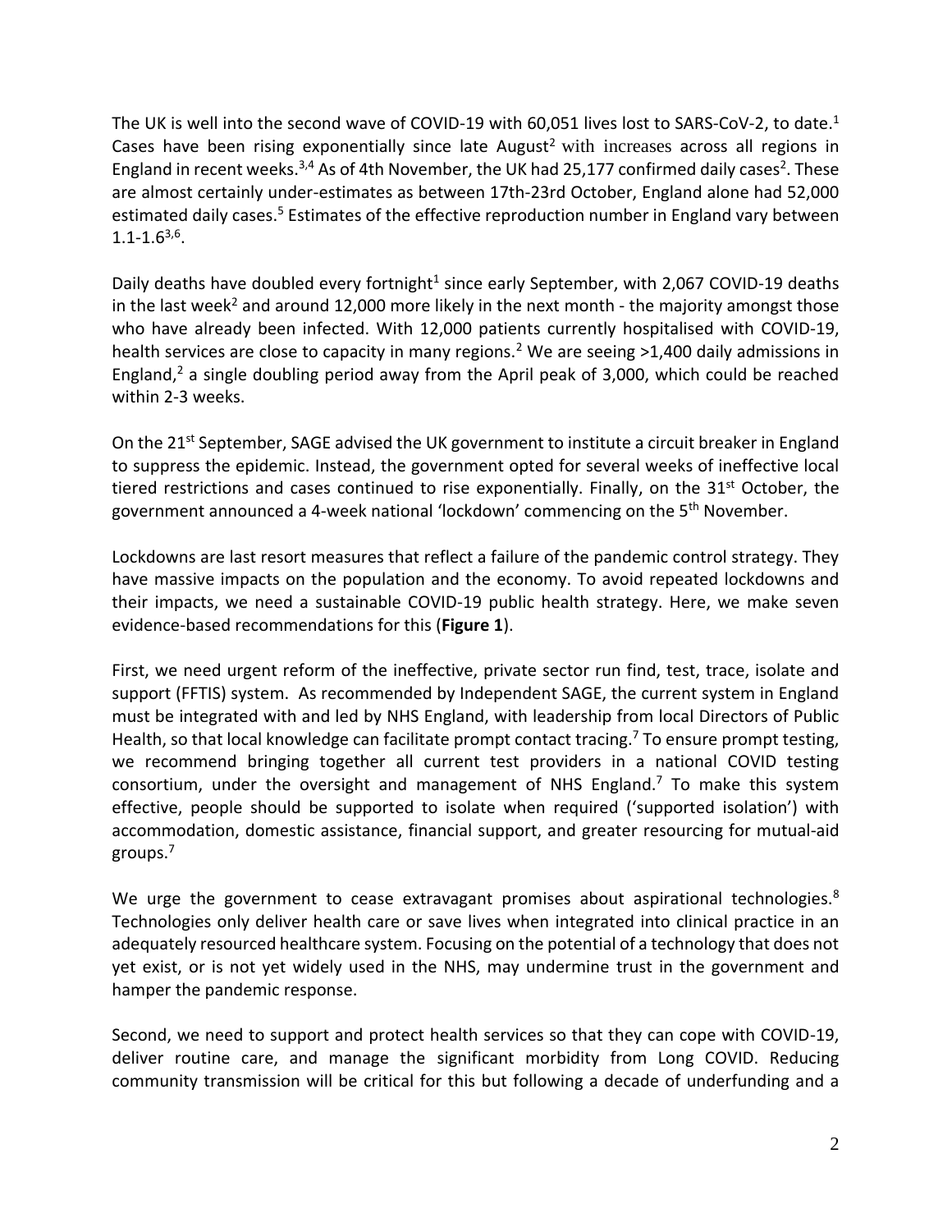The UK is well into the second wave of COVID-19 with 60,051 lives lost to SARS-CoV-2, to date.[1] Cases have been rising exponentially since late August[2] with increases across all regions in England in recent weeks.[3,4] As of 4th November, the UK had 25,177 confirmed daily cases[2]. These are almost certainly under-estimates as between 17th-23rd October, England alone had 52,000 estimated daily cases.[5] Estimates of the effective reproduction number in England vary between 1.1-1.6[3,6].

Daily deaths have doubled every fortnight[1] since early September, with 2,067 COVID-19 deaths in the last week[2] and around 12,000 more likely in the next month - the majority amongst those who have already been infected. With 12,000 patients currently hospitalised with COVID-19, health services are close to capacity in many regions.[2] We are seeing >1,400 daily admissions in England,[2] a single doubling period away from the April peak of 3,000, which could be reached within 2-3 weeks.

On the 21st September, SAGE advised the UK government to institute a circuit breaker in England to suppress the epidemic. Instead, the government opted for several weeks of ineffective local tiered restrictions and cases continued to rise exponentially. Finally, on the 31st October, the government announced a 4-week national 'lockdown' commencing on the 5th November.

Lockdowns are last resort measures that reflect a failure of the pandemic control strategy. They have massive impacts on the population and the economy. To avoid repeated lockdowns and their impacts, we need a sustainable COVID-19 public health strategy. Here, we make seven evidence-based recommendations for this (**Figure 1**).

First, we need urgent reform of the ineffective, private sector run find, test, trace, isolate and support (FFTIS) system. As recommended by Independent SAGE, the current system in England must be integrated with and led by NHS England, with leadership from local Directors of Public Health, so that local knowledge can facilitate prompt contact tracing.[7] To ensure prompt testing, we recommend bringing together all current test providers in a national COVID testing consortium, under the oversight and management of NHS England.[7] To make this system effective, people should be supported to isolate when required ('supported isolation') with accommodation, domestic assistance, financial support, and greater resourcing for mutual-aid groups.[7]

We urge the government to cease extravagant promises about aspirational technologies.[8] Technologies only deliver health care or save lives when integrated into clinical practice in an adequately resourced healthcare system. Focusing on the potential of a technology that does not yet exist, or is not yet widely used in the NHS, may undermine trust in the government and hamper the pandemic response.

Second, we need to support and protect health services so that they can cope with COVID-19, deliver routine care, and manage the significant morbidity from Long COVID. Reducing community transmission will be critical for this but following a decade of underfunding and a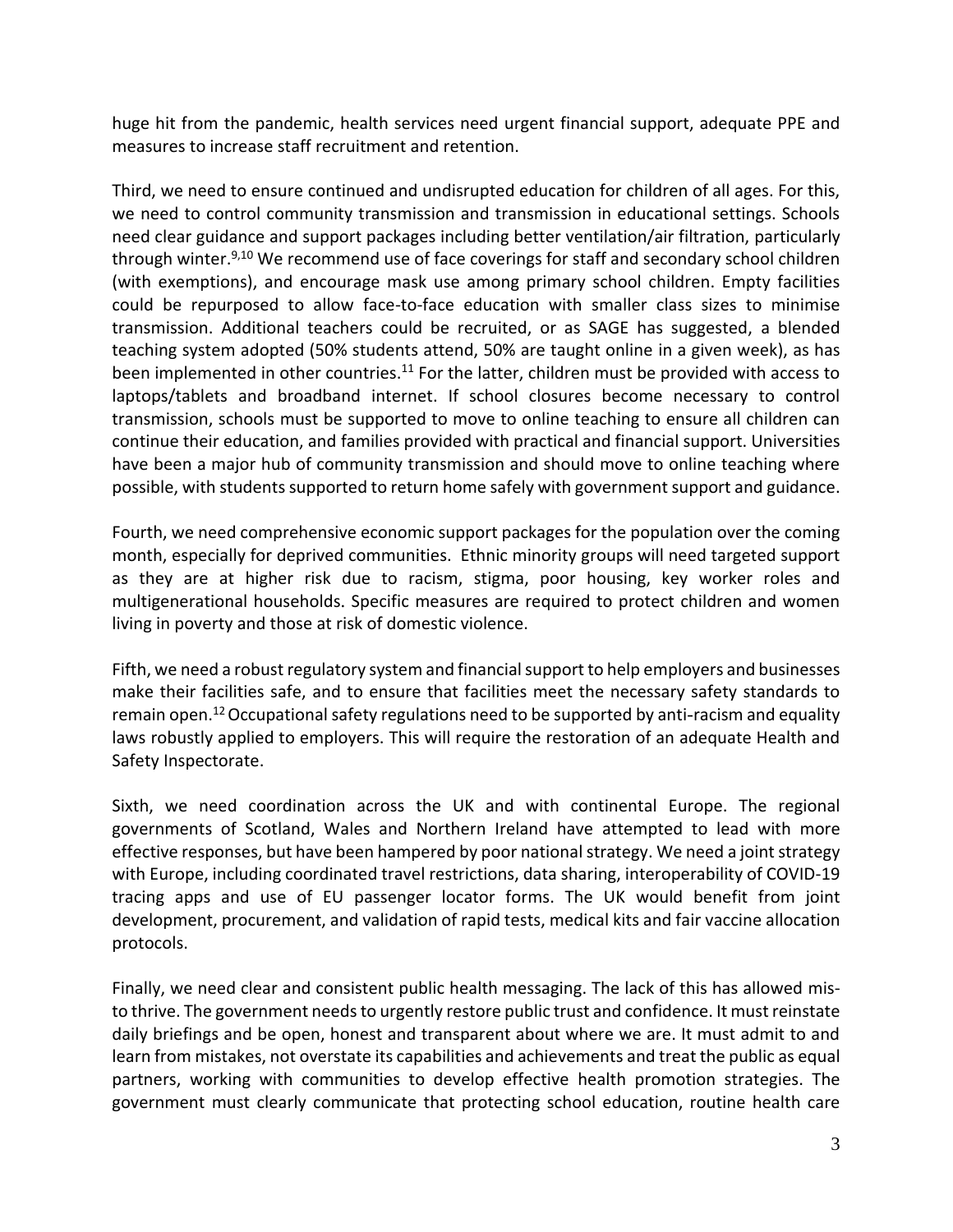huge hit from the pandemic, health services need urgent financial support, adequate PPE and measures to increase staff recruitment and retention.

Third, we need to ensure continued and undisrupted education for children of all ages. For this, we need to control community transmission and transmission in educational settings. Schools need clear guidance and support packages including better ventilation/air filtration, particularly through winter.[9,10] We recommend use of face coverings for staff and secondary school children (with exemptions), and encourage mask use among primary school children. Empty facilities could be repurposed to allow face-to-face education with smaller class sizes to minimise transmission. Additional teachers could be recruited, or as SAGE has suggested, a blended teaching system adopted (50% students attend, 50% are taught online in a given week), as has been implemented in other countries.[11] For the latter, children must be provided with access to laptops/tablets and broadband internet. If school closures become necessary to control transmission, schools must be supported to move to online teaching to ensure all children can continue their education, and families provided with practical and financial support. Universities have been a major hub of community transmission and should move to online teaching where possible, with students supported to return home safely with government support and guidance.

Fourth, we need comprehensive economic support packages for the population over the coming month, especially for deprived communities. Ethnic minority groups will need targeted support as they are at higher risk due to racism, stigma, poor housing, key worker roles and multigenerational households. Specific measures are required to protect children and women living in poverty and those at risk of domestic violence.

Fifth, we need a robust regulatory system and financial support to help employers and businesses make their facilities safe, and to ensure that facilities meet the necessary safety standards to remain open.[12] Occupational safety regulations need to be supported by anti-racism and equality laws robustly applied to employers. This will require the restoration of an adequate Health and Safety Inspectorate.

Sixth, we need coordination across the UK and with continental Europe. The regional governments of Scotland, Wales and Northern Ireland have attempted to lead with more effective responses, but have been hampered by poor national strategy. We need a joint strategy with Europe, including coordinated travel restrictions, data sharing, interoperability of COVID-19 tracing apps and use of EU passenger locator forms. The UK would benefit from joint development, procurement, and validation of rapid tests, medical kits and fair vaccine allocation protocols.

Finally, we need clear and consistent public health messaging. The lack of this has allowed mis-to thrive. The government needs to urgently restore public trust and confidence. It must reinstate daily briefings and be open, honest and transparent about where we are. It must admit to and learn from mistakes, not overstate its capabilities and achievements and treat the public as equal partners, working with communities to develop effective health promotion strategies. The government must clearly communicate that protecting school education, routine health care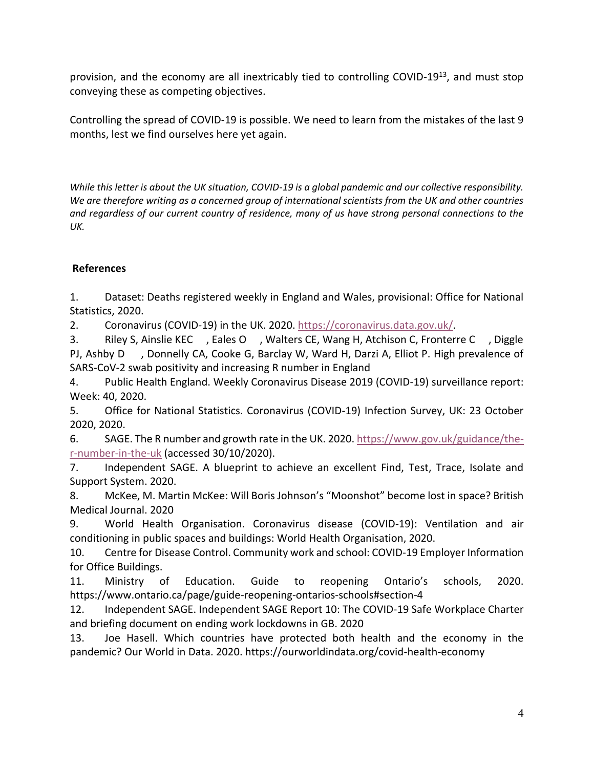provision, and the economy are all inextricably tied to controlling COVID-19[13], and must stop conveying these as competing objectives.

Controlling the spread of COVID-19 is possible. We need to learn from the mistakes of the last 9 months, lest we find ourselves here yet again.

*While this letter is about the UK situation, COVID-19 is a global pandemic and our collective responsibility. We are therefore writing as a concerned group of international scientists from the UK and other countries and regardless of our current country of residence, many of us have strong personal connections to the UK.*

## References

1. Dataset: Deaths registered weekly in England and Wales, provisional: Office for National Statistics, 2020.
2. Coronavirus (COVID-19) in the UK. 2020. https://coronavirus.data.gov.uk/.
3. Riley S, Ainslie KEC , Eales O , Walters CE, Wang H, Atchison C, Fronterre C , Diggle PJ, Ashby D , Donnelly CA, Cooke G, Barclay W, Ward H, Darzi A, Elliot P. High prevalence of SARS-CoV-2 swab positivity and increasing R number in England
4. Public Health England. Weekly Coronavirus Disease 2019 (COVID-19) surveillance report: Week: 40, 2020.
5. Office for National Statistics. Coronavirus (COVID-19) Infection Survey, UK: 23 October 2020, 2020.
6. SAGE. The R number and growth rate in the UK. 2020. https://www.gov.uk/guidance/the-r-number-in-the-uk (accessed 30/10/2020).
7. Independent SAGE. A blueprint to achieve an excellent Find, Test, Trace, Isolate and Support System. 2020.
8. McKee, M. Martin McKee: Will Boris Johnson's "Moonshot" become lost in space? British Medical Journal. 2020
9. World Health Organisation. Coronavirus disease (COVID-19): Ventilation and air conditioning in public spaces and buildings: World Health Organisation, 2020.
10. Centre for Disease Control. Community work and school: COVID-19 Employer Information for Office Buildings.
11. Ministry of Education. Guide to reopening Ontario's schools, 2020. https://www.ontario.ca/page/guide-reopening-ontarios-schools#section-4
12. Independent SAGE. Independent SAGE Report 10: The COVID-19 Safe Workplace Charter and briefing document on ending work lockdowns in GB. 2020
13. Joe Hasell. Which countries have protected both health and the economy in the pandemic? Our World in Data. 2020. https://ourworldindata.org/covid-health-economy